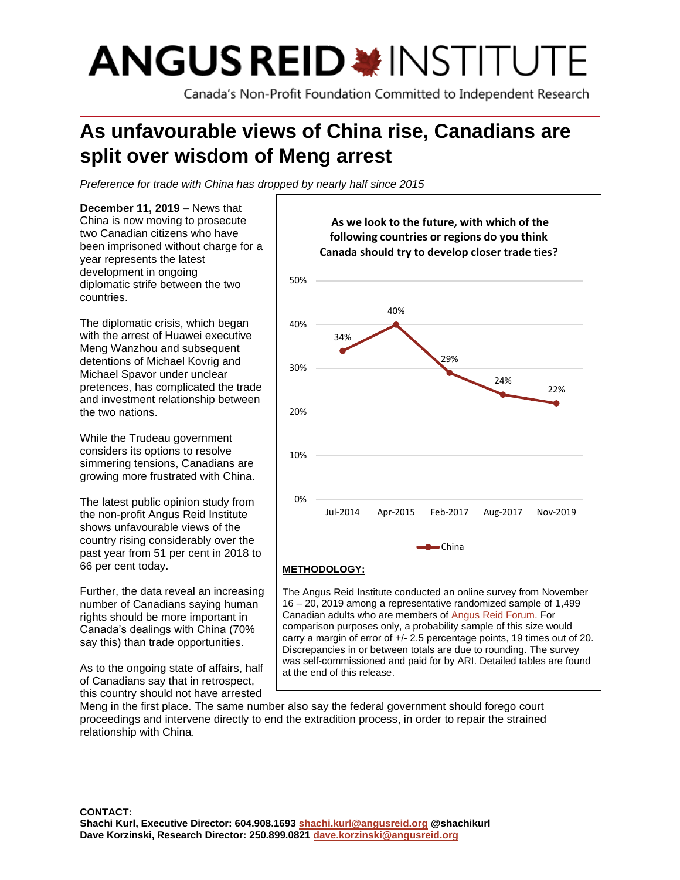# ANGUS REID INSTITUTE

Canada's Non-Profit Foundation Committed to Independent Research

# As unfavourable views of China rise, Canadians are split over wisdom of Meng arrest

*Preference for trade with China has dropped by nearly half since 2015*

**December 11, 2019 –** News that China is now moving to prosecute two Canadian citizens who have been imprisoned without charge for a year represents the latest development in ongoing diplomatic strife between the two countries.

The diplomatic crisis, which began with the arrest of Huawei executive Meng Wanzhou and subsequent detentions of Michael Kovrig and Michael Spavor under unclear pretences, has complicated the trade and investment relationship between the two nations.

While the Trudeau government considers its options to resolve simmering tensions, Canadians are growing more frustrated with China.

The latest public opinion study from the non-profit Angus Reid Institute shows unfavourable views of the country rising considerably over the past year from 51 per cent in 2018 to 66 per cent today.

Further, the data reveal an increasing number of Canadians saying human rights should be more important in Canada's dealings with China (70% say this) than trade opportunities.

As to the ongoing state of affairs, half of Canadians say that in retrospect, this country should not have arrested Meng in the first place. The same number also say the federal government should forego court proceedings and intervene directly to end the extradition process, in order to repair the strained relationship with China.

**As we look to the future, with which of the following countries or regions do you think Canada should try to develop closer trade ties?**

| | Jul-2014 | Apr-2015 | Feb-2017 | Aug-2017 | Nov-2019 |
|---|---|---|---|---|---|
| China | 34% | 40% | 29% | 24% | 22% |

**METHODOLOGY:**

The Angus Reid Institute conducted an online survey from November 16 – 20, 2019 among a representative randomized sample of 1,499 Canadian adults who are members of Angus Reid Forum. For comparison purposes only, a probability sample of this size would carry a margin of error of +/- 2.5 percentage points, 19 times out of 20. Discrepancies in or between totals are due to rounding. The survey was self-commissioned and paid for by ARI. Detailed tables are found at the end of this release.

**CONTACT:**
**Shachi Kurl, Executive Director: 604.908.1693 shachi.kurl@angusreid.org @shachikurl**
**Dave Korzinski, Research Director: 250.899.0821 dave.korzinski@angusreid.org**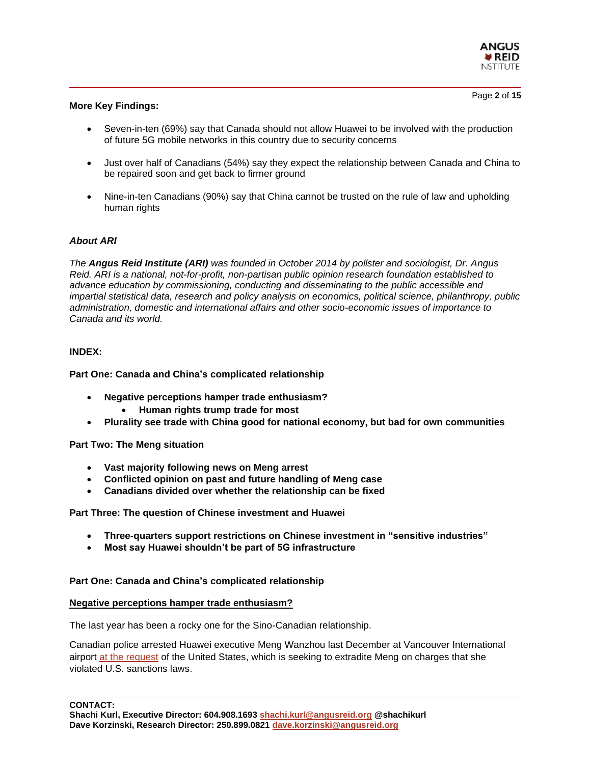**More Key Findings:**

- Seven-in-ten (69%) say that Canada should not allow Huawei to be involved with the production of future 5G mobile networks in this country due to security concerns
- Just over half of Canadians (54%) say they expect the relationship between Canada and China to be repaired soon and get back to firmer ground
- Nine-in-ten Canadians (90%) say that China cannot be trusted on the rule of law and upholding human rights

***About ARI***

*The **Angus Reid Institute (ARI)** was founded in October 2014 by pollster and sociologist, Dr. Angus Reid. ARI is a national, not-for-profit, non-partisan public opinion research foundation established to advance education by commissioning, conducting and disseminating to the public accessible and impartial statistical data, research and policy analysis on economics, political science, philanthropy, public administration, domestic and international affairs and other socio-economic issues of importance to Canada and its world.*

**INDEX:**

**Part One: Canada and China's complicated relationship**

- **Negative perceptions hamper trade enthusiasm?**
  - **Human rights trump trade for most**
- **Plurality see trade with China good for national economy, but bad for own communities**

**Part Two: The Meng situation**

- **Vast majority following news on Meng arrest**
- **Conflicted opinion on past and future handling of Meng case**
- **Canadians divided over whether the relationship can be fixed**

**Part Three: The question of Chinese investment and Huawei**

- **Three-quarters support restrictions on Chinese investment in "sensitive industries"**
- **Most say Huawei shouldn't be part of 5G infrastructure**

## Part One: Canada and China's complicated relationship

### Negative perceptions hamper trade enthusiasm?

The last year has been a rocky one for the Sino-Canadian relationship.

Canadian police arrested Huawei executive Meng Wanzhou last December at Vancouver International airport at the request of the United States, which is seeking to extradite Meng on charges that she violated U.S. sanctions laws.

**CONTACT:**
**Shachi Kurl, Executive Director: 604.908.1693 shachi.kurl@angusreid.org @shachikurl**
**Dave Korzinski, Research Director: 250.899.0821 dave.korzinski@angusreid.org**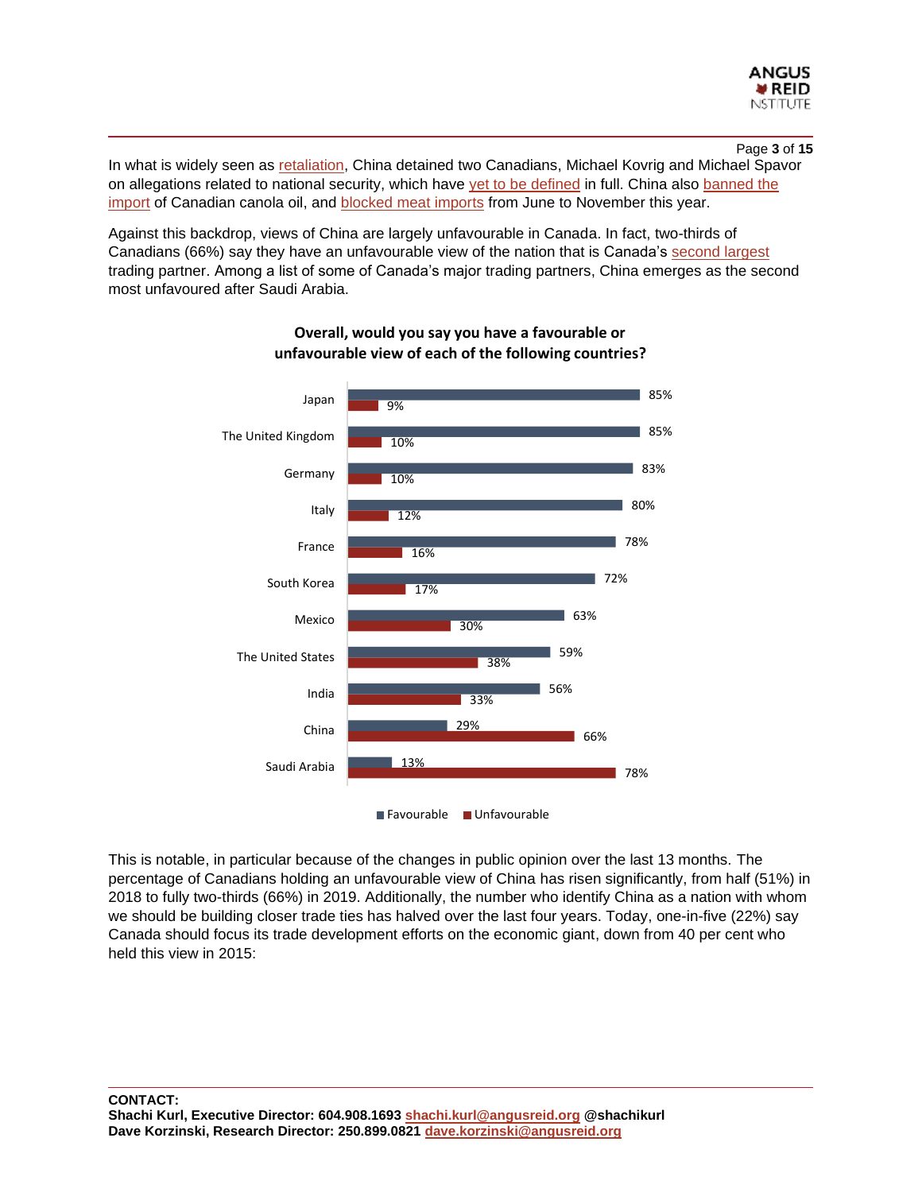In what is widely seen as retaliation, China detained two Canadians, Michael Kovrig and Michael Spavor on allegations related to national security, which have yet to be defined in full. China also banned the import of Canadian canola oil, and blocked meat imports from June to November this year.

Against this backdrop, views of China are largely unfavourable in Canada. In fact, two-thirds of Canadians (66%) say they have an unfavourable view of the nation that is Canada's second largest trading partner. Among a list of some of Canada's major trading partners, China emerges as the second most unfavoured after Saudi Arabia.

**Overall, would you say you have a favourable or unfavourable view of each of the following countries?**

| Country | Favourable | Unfavourable |
|---|---|---|
| Japan | 85% | 9% |
| The United Kingdom | 85% | 10% |
| Germany | 83% | 10% |
| Italy | 80% | 12% |
| France | 78% | 16% |
| South Korea | 72% | 17% |
| Mexico | 63% | 30% |
| The United States | 59% | 38% |
| India | 56% | 33% |
| China | 29% | 66% |
| Saudi Arabia | 13% | 78% |

This is notable, in particular because of the changes in public opinion over the last 13 months. The percentage of Canadians holding an unfavourable view of China has risen significantly, from half (51%) in 2018 to fully two-thirds (66%) in 2019. Additionally, the number who identify China as a nation with whom we should be building closer trade ties has halved over the last four years. Today, one-in-five (22%) say Canada should focus its trade development efforts on the economic giant, down from 40 per cent who held this view in 2015:

**CONTACT:**
**Shachi Kurl, Executive Director: 604.908.1693 shachi.kurl@angusreid.org @shachikurl**
**Dave Korzinski, Research Director: 250.899.0821 dave.korzinski@angusreid.org**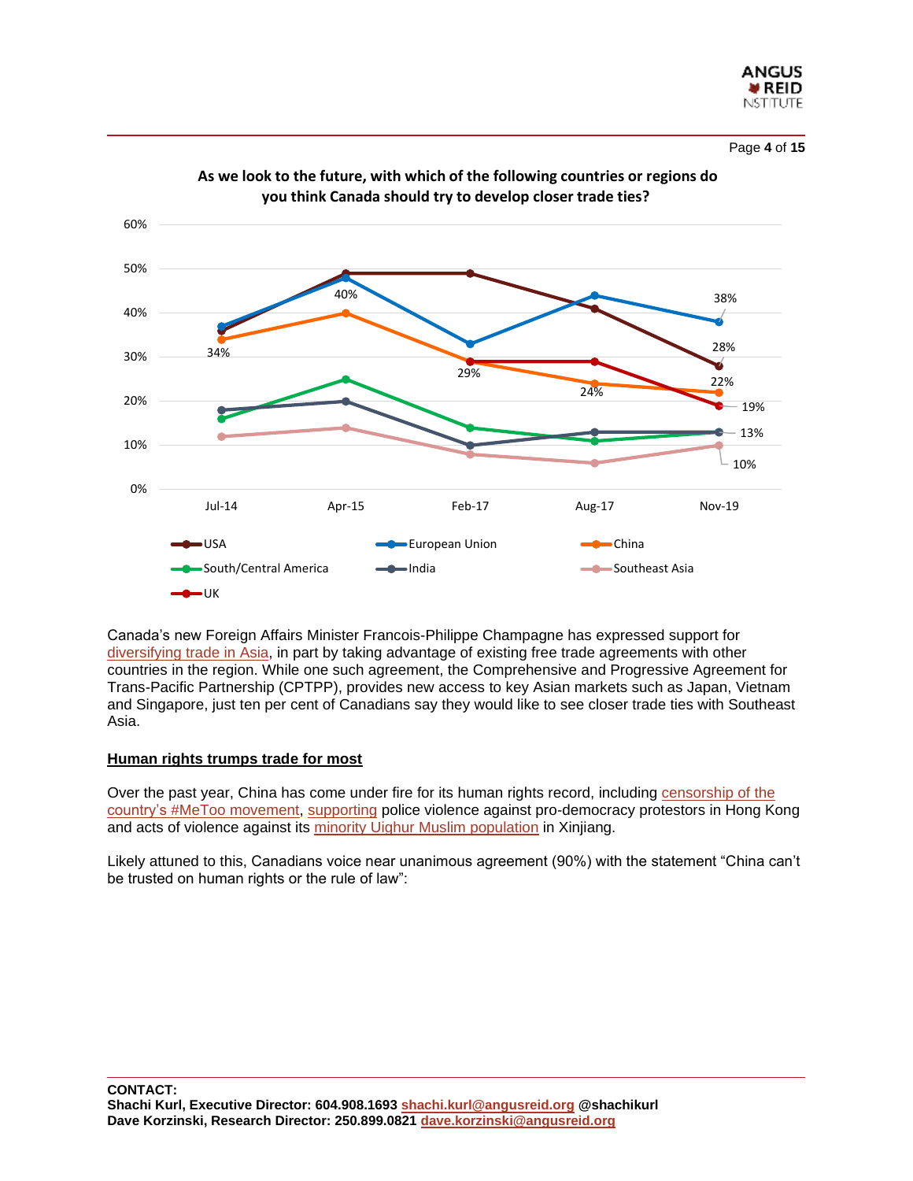**As we look to the future, with which of the following countries or regions do you think Canada should try to develop closer trade ties?**

| | Jul-14 | Apr-15 | Feb-17 | Aug-17 | Nov-19 |
|---|---|---|---|---|---|
| USA | | | | | 28% |
| European Union | | | | | 38% |
| China | 34% | 40% | 29% | 24% | 22% |
| South/Central America | | | | | 13% |
| India | | | | | 13% |
| Southeast Asia | | | | | 10% |
| UK | | | | | 19% |

Canada's new Foreign Affairs Minister Francois-Philippe Champagne has expressed support for diversifying trade in Asia, in part by taking advantage of existing free trade agreements with other countries in the region. While one such agreement, the Comprehensive and Progressive Agreement for Trans-Pacific Partnership (CPTPP), provides new access to key Asian markets such as Japan, Vietnam and Singapore, just ten per cent of Canadians say they would like to see closer trade ties with Southeast Asia.

## Human rights trumps trade for most

Over the past year, China has come under fire for its human rights record, including censorship of the country's #MeToo movement, supporting police violence against pro-democracy protestors in Hong Kong and acts of violence against its minority Uighur Muslim population in Xinjiang.

Likely attuned to this, Canadians voice near unanimous agreement (90%) with the statement "China can't be trusted on human rights or the rule of law":

**CONTACT:**
**Shachi Kurl, Executive Director: 604.908.1693 shachi.kurl@angusreid.org @shachikurl**
**Dave Korzinski, Research Director: 250.899.0821 dave.korzinski@angusreid.org**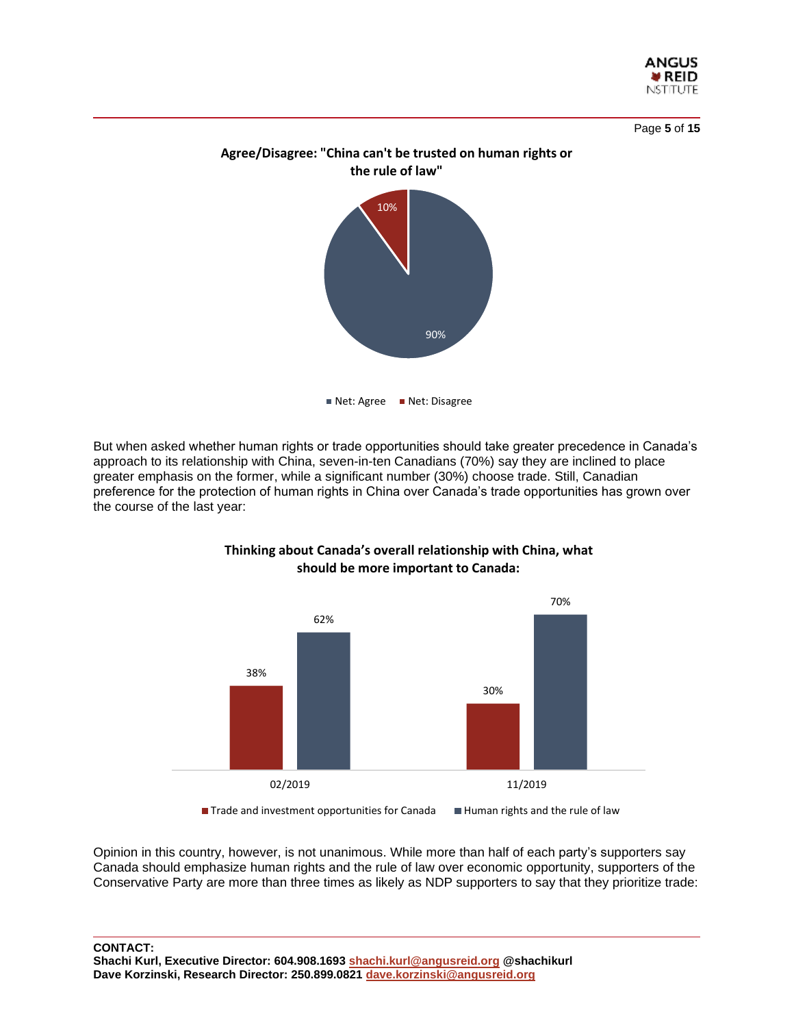**Agree/Disagree: "China can't be trusted on human rights or the rule of law"**

| | % |
|---|---|
| Net: Agree | 90% |
| Net: Disagree | 10% |

But when asked whether human rights or trade opportunities should take greater precedence in Canada's approach to its relationship with China, seven-in-ten Canadians (70%) say they are inclined to place greater emphasis on the former, while a significant number (30%) choose trade. Still, Canadian preference for the protection of human rights in China over Canada's trade opportunities has grown over the course of the last year:

**Thinking about Canada's overall relationship with China, what should be more important to Canada:**

| | 02/2019 | 11/2019 |
|---|---|---|
| Trade and investment opportunities for Canada | 38% | 30% |
| Human rights and the rule of law | 62% | 70% |

Opinion in this country, however, is not unanimous. While more than half of each party's supporters say Canada should emphasize human rights and the rule of law over economic opportunity, supporters of the Conservative Party are more than three times as likely as NDP supporters to say that they prioritize trade:

**CONTACT:**
**Shachi Kurl, Executive Director: 604.908.1693 shachi.kurl@angusreid.org @shachikurl**
**Dave Korzinski, Research Director: 250.899.0821 dave.korzinski@angusreid.org**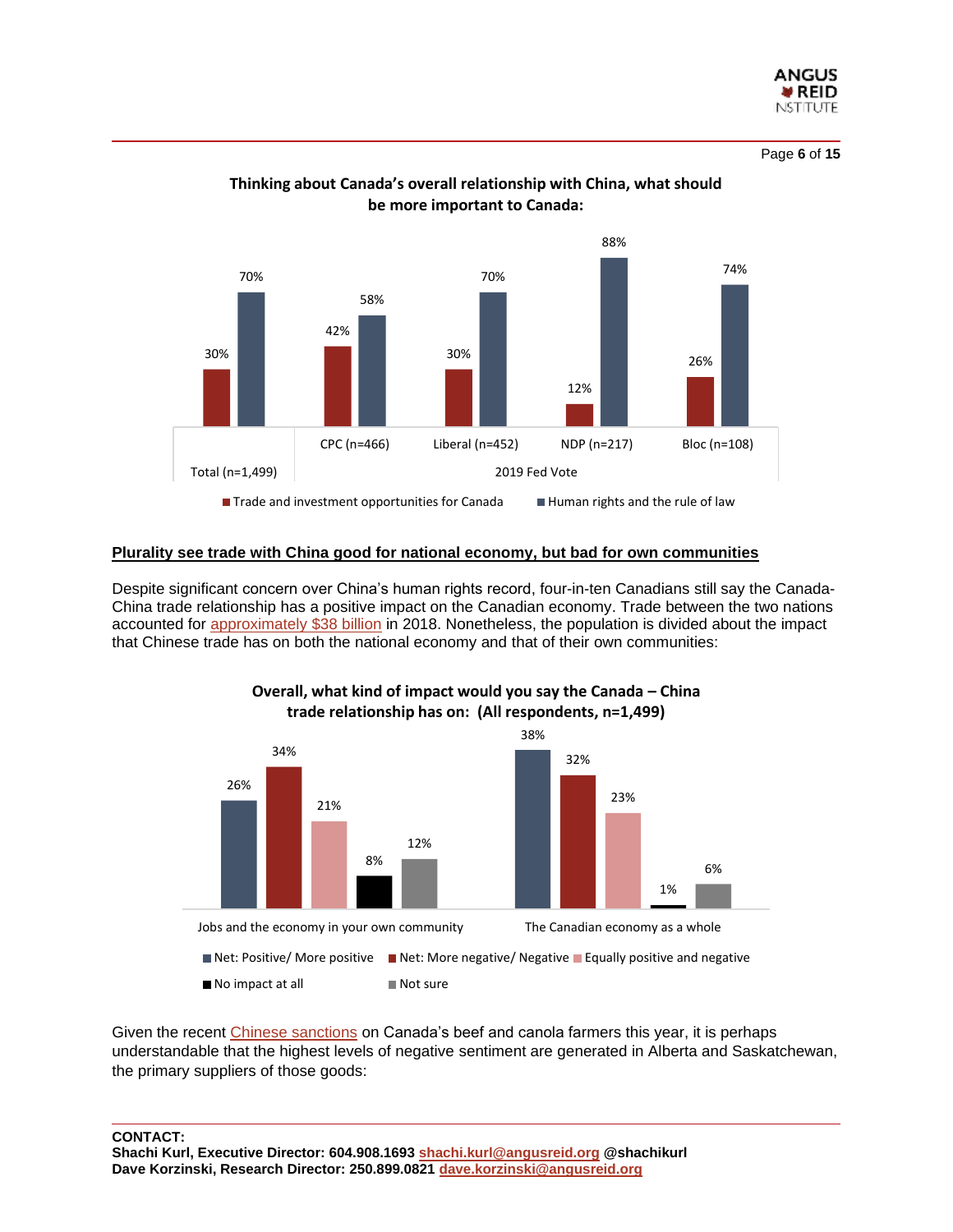**Thinking about Canada's overall relationship with China, what should be more important to Canada:**

| | Total (n=1,499) | CPC (n=466) | Liberal (n=452) | NDP (n=217) | Bloc (n=108) |
|---|---|---|---|---|---|
| | | 2019 Fed Vote | | | |
| Trade and investment opportunities for Canada | 30% | 42% | 30% | 12% | 26% |
| Human rights and the rule of law | 70% | 58% | 70% | 88% | 74% |

## Plurality see trade with China good for national economy, but bad for own communities

Despite significant concern over China's human rights record, four-in-ten Canadians still say the Canada-China trade relationship has a positive impact on the Canadian economy. Trade between the two nations accounted for approximately $38 billion in 2018. Nonetheless, the population is divided about the impact that Chinese trade has on both the national economy and that of their own communities:

**Overall, what kind of impact would you say the Canada – China trade relationship has on: (All respondents, n=1,499)**

| | Net: Positive/ More positive | Net: More negative/ Negative | Equally positive and negative | No impact at all | Not sure |
|---|---|---|---|---|---|
| Jobs and the economy in your own community | 26% | 34% | 21% | 8% | 12% |
| The Canadian economy as a whole | 38% | 32% | 23% | 1% | 6% |

Given the recent Chinese sanctions on Canada's beef and canola farmers this year, it is perhaps understandable that the highest levels of negative sentiment are generated in Alberta and Saskatchewan, the primary suppliers of those goods:

**CONTACT:**
**Shachi Kurl, Executive Director: 604.908.1693 shachi.kurl@angusreid.org @shachikurl**
**Dave Korzinski, Research Director: 250.899.0821 dave.korzinski@angusreid.org**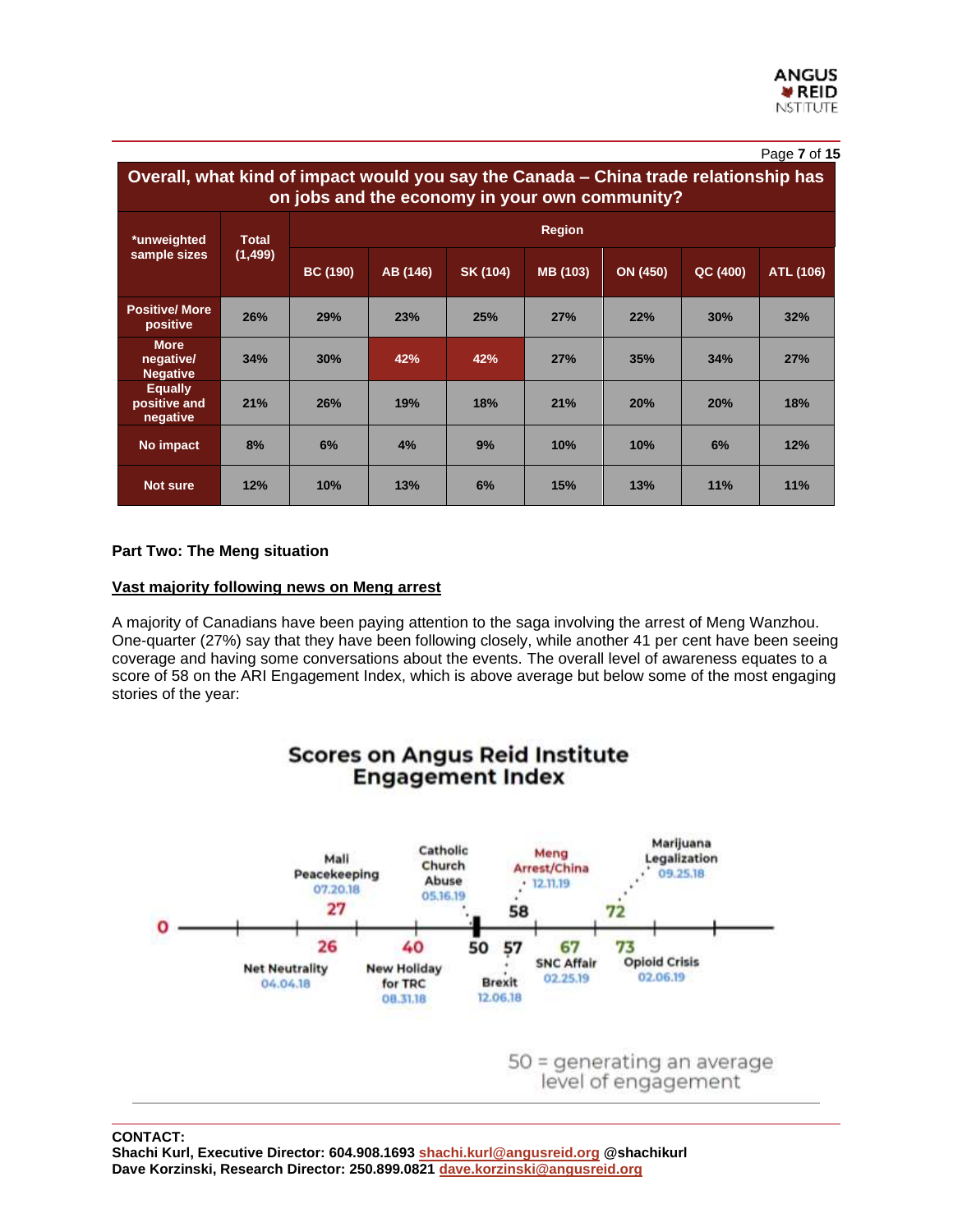**Overall, what kind of impact would you say the Canada – China trade relationship has on jobs and the economy in your own community?**

| *unweighted sample sizes | Total (1,499) | Region | | | | | | |
|---|---|---|---|---|---|---|---|---|
| | | BC (190) | AB (146) | SK (104) | MB (103) | ON (450) | QC (400) | ATL (106) |
| Positive/ More positive | 26% | 29% | 23% | 25% | 27% | 22% | 30% | 32% |
| More negative/ Negative | 34% | 30% | 42% | 42% | 27% | 35% | 34% | 27% |
| Equally positive and negative | 21% | 26% | 19% | 18% | 21% | 20% | 20% | 18% |
| No impact | 8% | 6% | 4% | 9% | 10% | 10% | 6% | 12% |
| Not sure | 12% | 10% | 13% | 6% | 15% | 13% | 11% | 11% |

**Part Two: The Meng situation**

**Vast majority following news on Meng arrest**

A majority of Canadians have been paying attention to the saga involving the arrest of Meng Wanzhou. One-quarter (27%) say that they have been following closely, while another 41 per cent have been seeing coverage and having some conversations about the events. The overall level of awareness equates to a score of 58 on the ARI Engagement Index, which is above average but below some of the most engaging stories of the year:

**Scores on Angus Reid Institute Engagement Index**

- 26 – Net Neutrality 04.04.18
- 27 – Mali Peacekeeping 07.20.18
- 40 – New Holiday for TRC 08.31.18
- 50 – Catholic Church Abuse 05.16.19
- 57 – Brexit 12.06.18
- 58 – Meng Arrest/China 12.11.19
- 67 – SNC Affair 02.25.19
- 72 – Marijuana Legalization 09.25.18
- 73 – Opioid Crisis 02.06.19

50 = generating an average level of engagement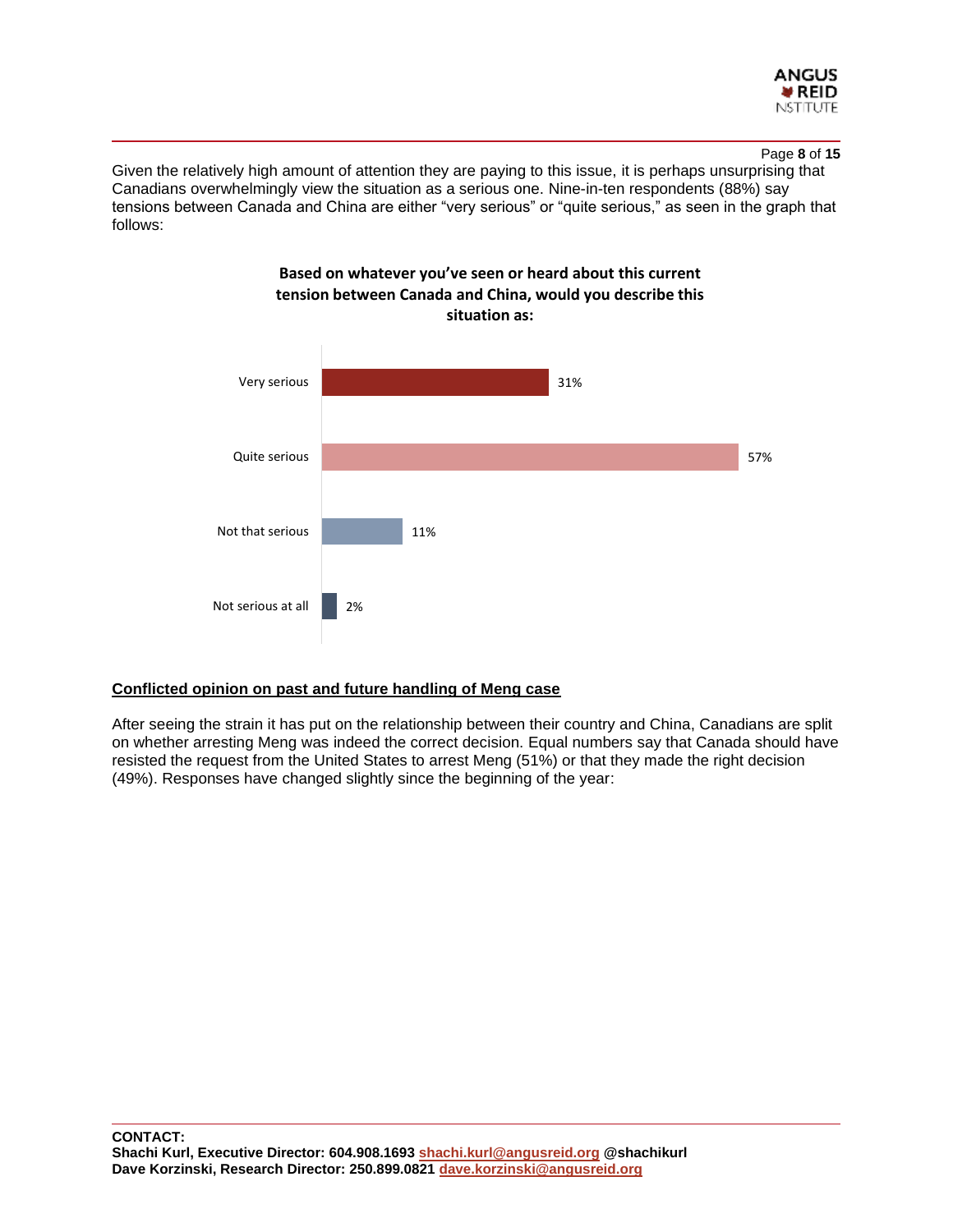Given the relatively high amount of attention they are paying to this issue, it is perhaps unsurprising that Canadians overwhelmingly view the situation as a serious one. Nine-in-ten respondents (88%) say tensions between Canada and China are either "very serious" or "quite serious," as seen in the graph that follows:

**Based on whatever you've seen or heard about this current tension between Canada and China, would you describe this situation as:**

| Response | % |
|---|---|
| Very serious | 31% |
| Quite serious | 57% |
| Not that serious | 11% |
| Not serious at all | 2% |

## Conflicted opinion on past and future handling of Meng case

After seeing the strain it has put on the relationship between their country and China, Canadians are split on whether arresting Meng was indeed the correct decision. Equal numbers say that Canada should have resisted the request from the United States to arrest Meng (51%) or that they made the right decision (49%). Responses have changed slightly since the beginning of the year:

**CONTACT:**
**Shachi Kurl, Executive Director: 604.908.1693 shachi.kurl@angusreid.org @shachikurl**
**Dave Korzinski, Research Director: 250.899.0821 dave.korzinski@angusreid.org**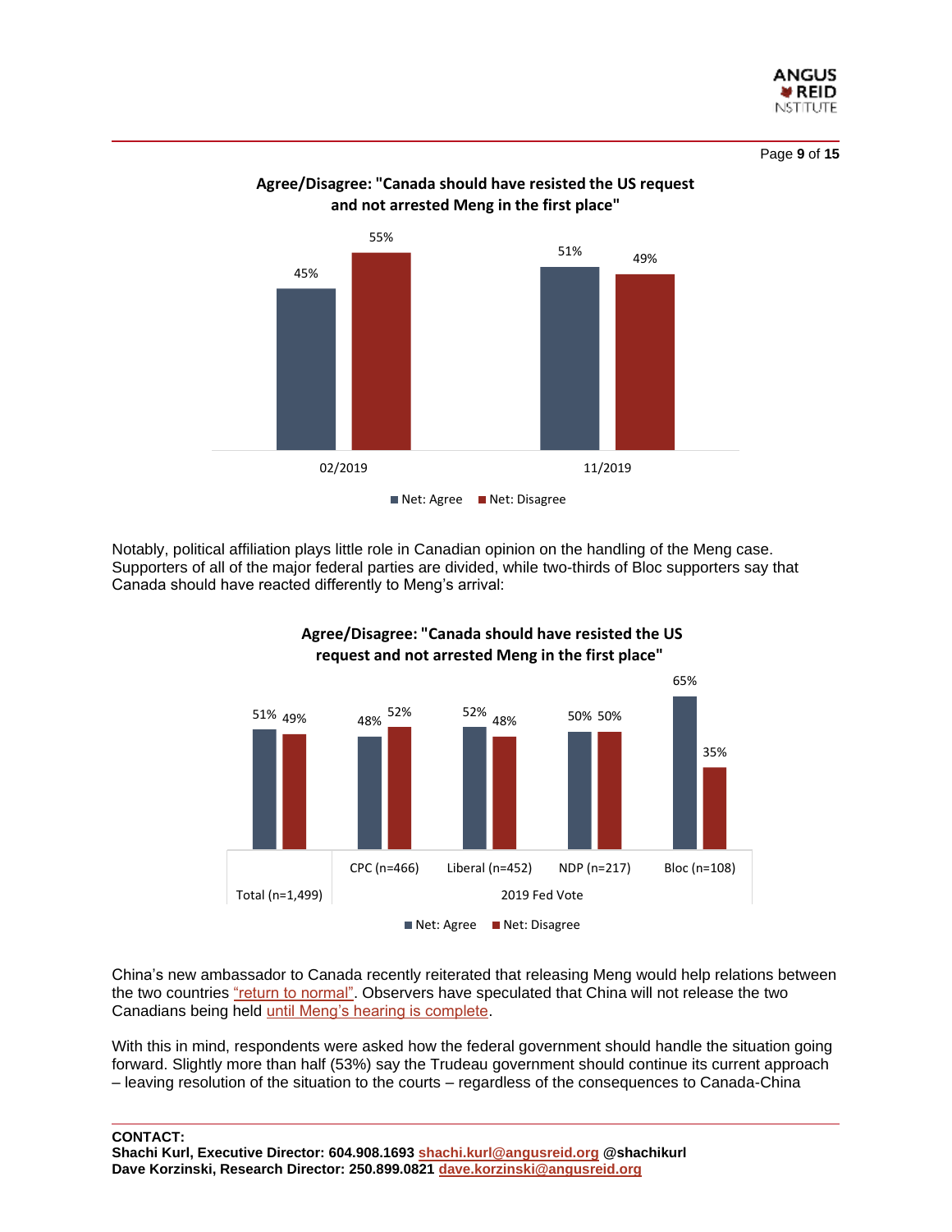**Agree/Disagree: "Canada should have resisted the US request and not arrested Meng in the first place"**

| | Net: Agree | Net: Disagree |
|---|---|---|
| 02/2019 | 45% | 55% |
| 11/2019 | 51% | 49% |

Notably, political affiliation plays little role in Canadian opinion on the handling of the Meng case. Supporters of all of the major federal parties are divided, while two-thirds of Bloc supporters say that Canada should have reacted differently to Meng's arrival:

**Agree/Disagree: "Canada should have resisted the US request and not arrested Meng in the first place"**

| | Total (n=1,499) | 2019 Fed Vote | | | |
|---|---|---|---|---|---|
| | | CPC (n=466) | Liberal (n=452) | NDP (n=217) | Bloc (n=108) |
| Net: Agree | 51% | 48% | 52% | 50% | 65% |
| Net: Disagree | 49% | 52% | 48% | 50% | 35% |

China's new ambassador to Canada recently reiterated that releasing Meng would help relations between the two countries "return to normal". Observers have speculated that China will not release the two Canadians being held until Meng's hearing is complete.

With this in mind, respondents were asked how the federal government should handle the situation going forward. Slightly more than half (53%) say the Trudeau government should continue its current approach – leaving resolution of the situation to the courts – regardless of the consequences to Canada-China

**CONTACT:**
**Shachi Kurl, Executive Director: 604.908.1693 shachi.kurl@angusreid.org @shachikurl**
**Dave Korzinski, Research Director: 250.899.0821 dave.korzinski@angusreid.org**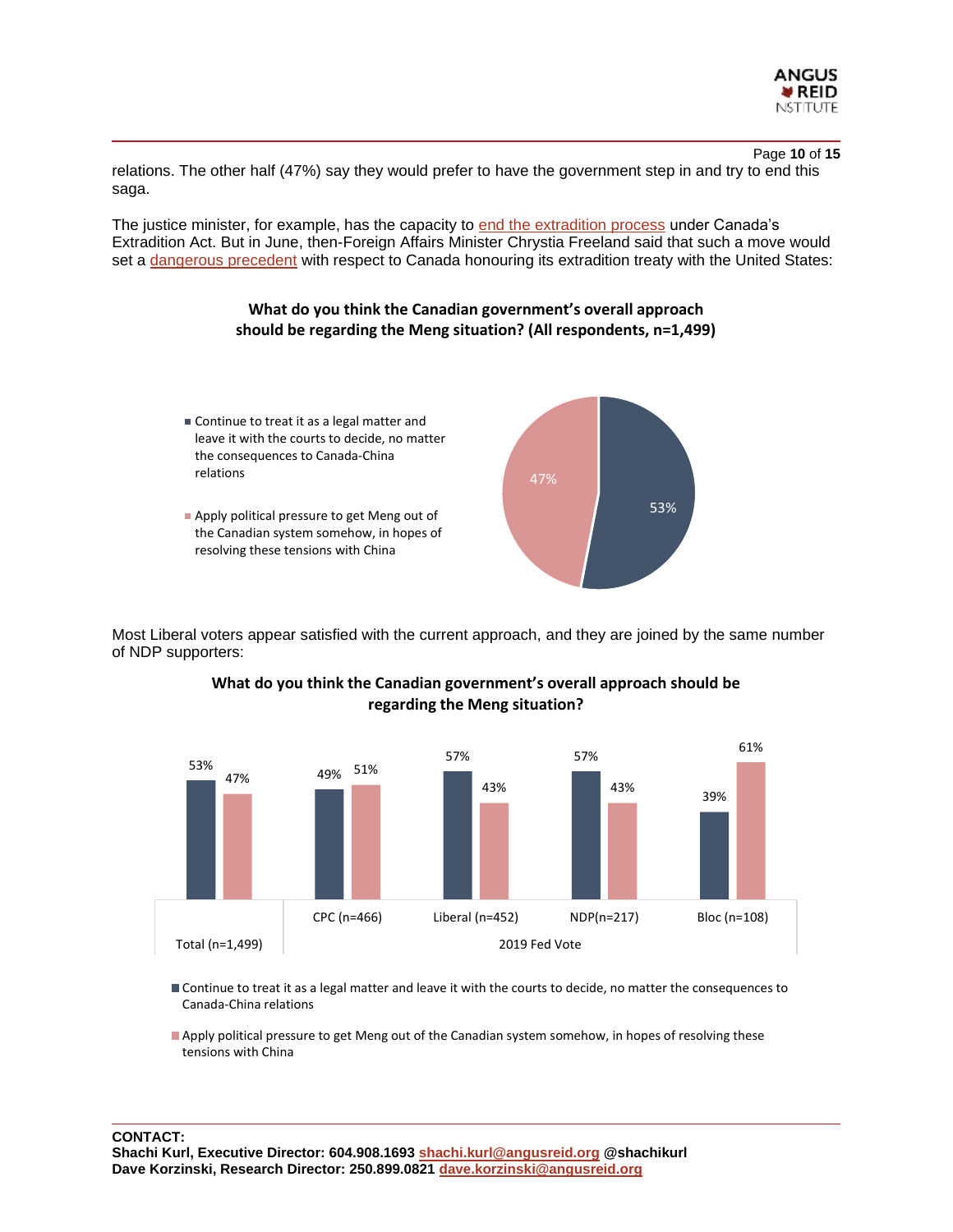relations. The other half (47%) say they would prefer to have the government step in and try to end this saga.

The justice minister, for example, has the capacity to end the extradition process under Canada's Extradition Act. But in June, then-Foreign Affairs Minister Chrystia Freeland said that such a move would set a dangerous precedent with respect to Canada honouring its extradition treaty with the United States:

**What do you think the Canadian government's overall approach should be regarding the Meng situation? (All respondents, n=1,499)**

| Response | % |
|---|---|
| Continue to treat it as a legal matter and leave it with the courts to decide, no matter the consequences to Canada-China relations | 53% |
| Apply political pressure to get Meng out of the Canadian system somehow, in hopes of resolving these tensions with China | 47% |

Most Liberal voters appear satisfied with the current approach, and they are joined by the same number of NDP supporters:

**What do you think the Canadian government's overall approach should be regarding the Meng situation?**

| | Total (n=1,499) | CPC (n=466) | Liberal (n=452) | NDP(n=217) | Bloc (n=108) |
|---|---|---|---|---|---|
| | | 2019 Fed Vote | | | |
| Continue to treat it as a legal matter and leave it with the courts to decide, no matter the consequences to Canada-China relations | 53% | 49% | 57% | 57% | 39% |
| Apply political pressure to get Meng out of the Canadian system somehow, in hopes of resolving these tensions with China | 47% | 51% | 43% | 43% | 61% |

**CONTACT:**
**Shachi Kurl, Executive Director: 604.908.1693 shachi.kurl@angusreid.org @shachikurl**
**Dave Korzinski, Research Director: 250.899.0821 dave.korzinski@angusreid.org**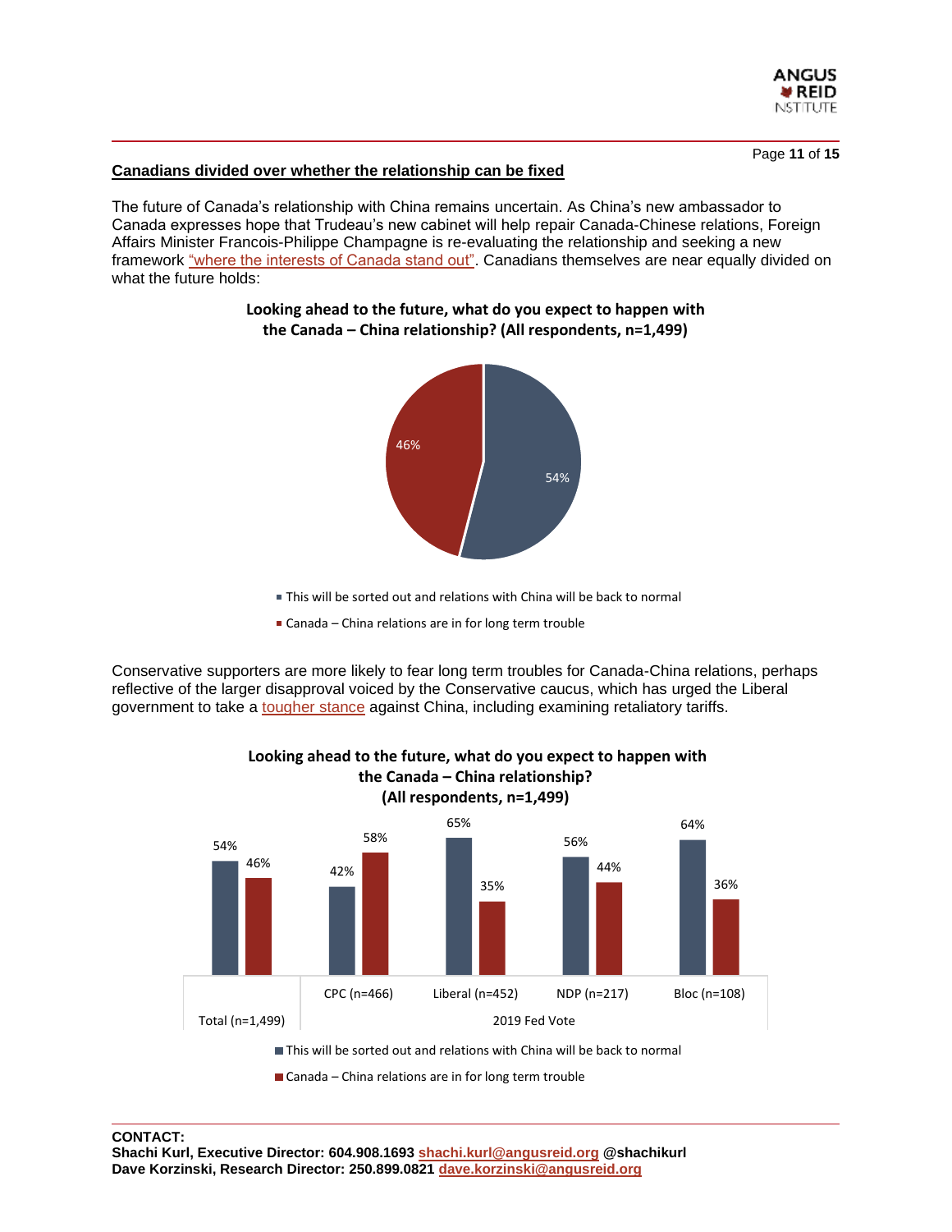## Canadians divided over whether the relationship can be fixed

The future of Canada's relationship with China remains uncertain. As China's new ambassador to Canada expresses hope that Trudeau's new cabinet will help repair Canada-Chinese relations, Foreign Affairs Minister Francois-Philippe Champagne is re-evaluating the relationship and seeking a new framework "where the interests of Canada stand out". Canadians themselves are near equally divided on what the future holds:

**Looking ahead to the future, what do you expect to happen with the Canada – China relationship? (All respondents, n=1,499)**

| Response | % |
|---|---|
| This will be sorted out and relations with China will be back to normal | 54% |
| Canada – China relations are in for long term trouble | 46% |

Conservative supporters are more likely to fear long term troubles for Canada-China relations, perhaps reflective of the larger disapproval voiced by the Conservative caucus, which has urged the Liberal government to take a tougher stance against China, including examining retaliatory tariffs.

**Looking ahead to the future, what do you expect to happen with the Canada – China relationship? (All respondents, n=1,499)**

| | Total (n=1,499) | 2019 Fed Vote: CPC (n=466) | Liberal (n=452) | NDP (n=217) | Bloc (n=108) |
|---|---|---|---|---|---|
| This will be sorted out and relations with China will be back to normal | 54% | 42% | 65% | 56% | 64% |
| Canada – China relations are in for long term trouble | 46% | 58% | 35% | 44% | 36% |

**CONTACT:**
**Shachi Kurl, Executive Director: 604.908.1693 shachi.kurl@angusreid.org @shachikurl**
**Dave Korzinski, Research Director: 250.899.0821 dave.korzinski@angusreid.org**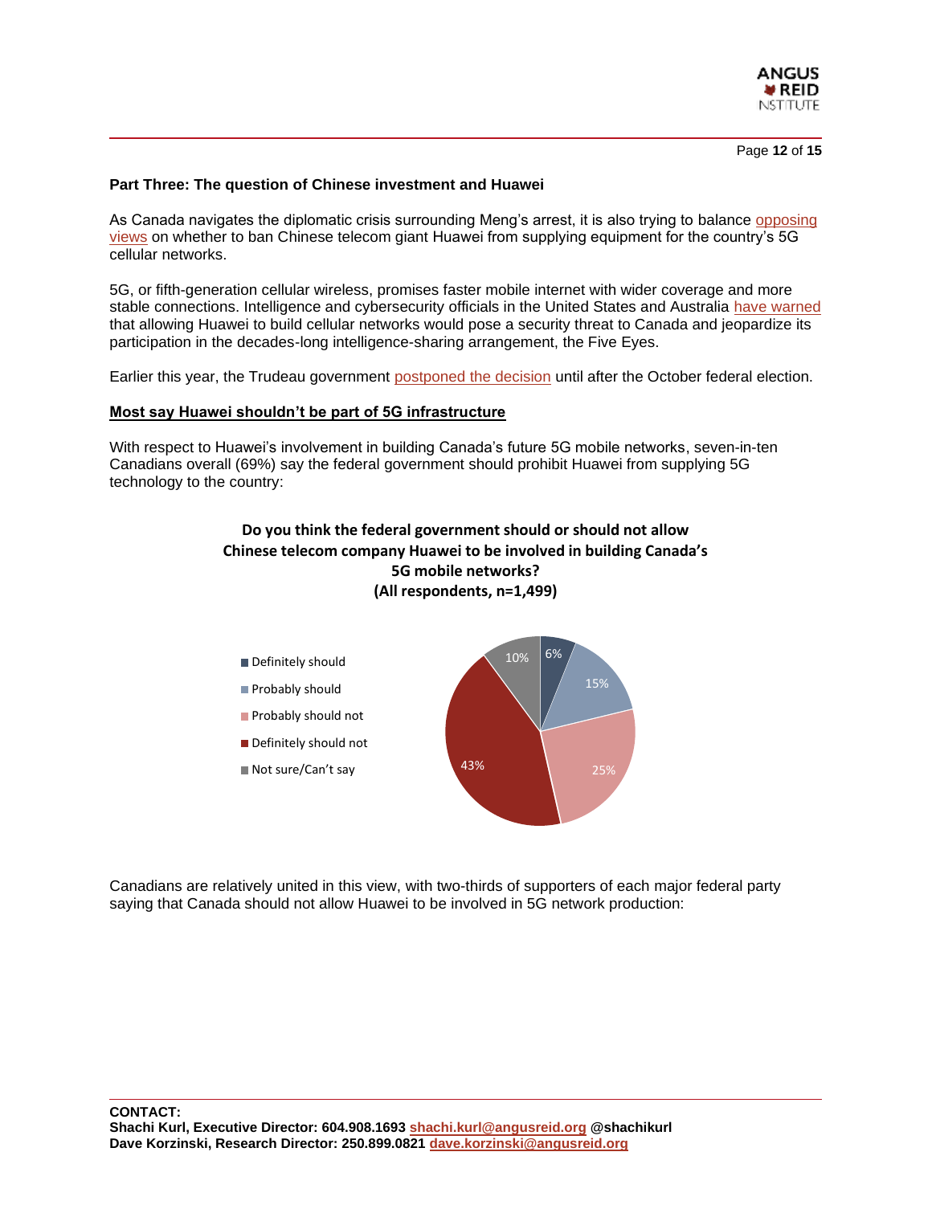**Part Three: The question of Chinese investment and Huawei**

As Canada navigates the diplomatic crisis surrounding Meng's arrest, it is also trying to balance opposing views on whether to ban Chinese telecom giant Huawei from supplying equipment for the country's 5G cellular networks.

5G, or fifth-generation cellular wireless, promises faster mobile internet with wider coverage and more stable connections. Intelligence and cybersecurity officials in the United States and Australia have warned that allowing Huawei to build cellular networks would pose a security threat to Canada and jeopardize its participation in the decades-long intelligence-sharing arrangement, the Five Eyes.

Earlier this year, the Trudeau government postponed the decision until after the October federal election.

**Most say Huawei shouldn't be part of 5G infrastructure**

With respect to Huawei's involvement in building Canada's future 5G mobile networks, seven-in-ten Canadians overall (69%) say the federal government should prohibit Huawei from supplying 5G technology to the country:

**Do you think the federal government should or should not allow Chinese telecom company Huawei to be involved in building Canada's 5G mobile networks? (All respondents, n=1,499)**

| Response | % |
|---|---|
| Definitely should | 6% |
| Probably should | 15% |
| Probably should not | 25% |
| Definitely should not | 43% |
| Not sure/Can't say | 10% |

Canadians are relatively united in this view, with two-thirds of supporters of each major federal party saying that Canada should not allow Huawei to be involved in 5G network production:

**CONTACT:**
**Shachi Kurl, Executive Director: 604.908.1693 shachi.kurl@angusreid.org @shachikurl**
**Dave Korzinski, Research Director: 250.899.0821 dave.korzinski@angusreid.org**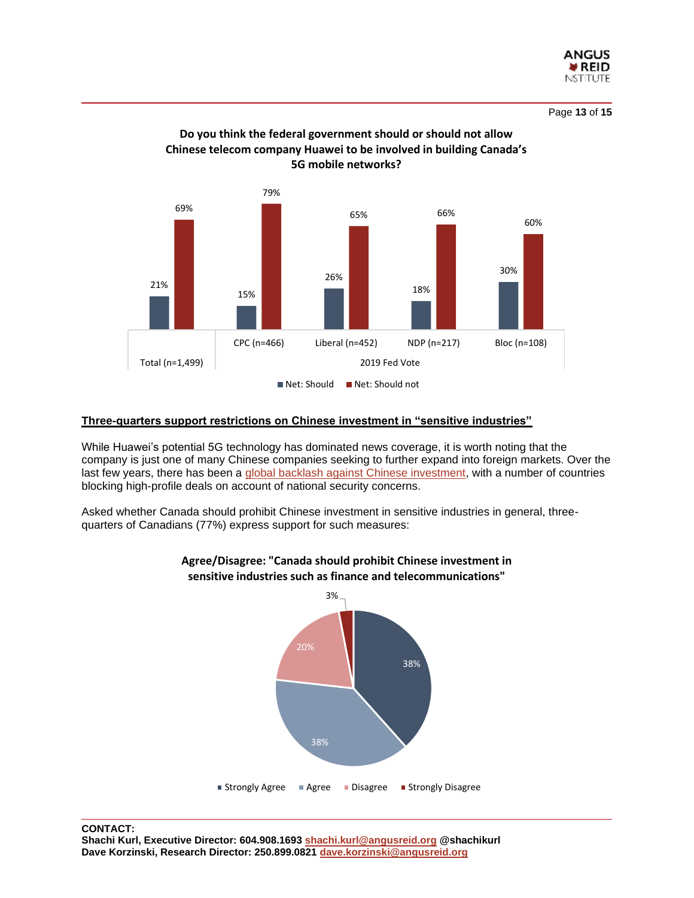**Do you think the federal government should or should not allow Chinese telecom company Huawei to be involved in building Canada's 5G mobile networks?**

| | Total (n=1,499) | CPC (n=466) | Liberal (n=452) | NDP (n=217) | Bloc (n=108) |
|---|---|---|---|---|---|
| | | 2019 Fed Vote | | | |
| Net: Should | 21% | 15% | 26% | 18% | 30% |
| Net: Should not | 69% | 79% | 65% | 66% | 60% |

## Three-quarters support restrictions on Chinese investment in "sensitive industries"

While Huawei's potential 5G technology has dominated news coverage, it is worth noting that the company is just one of many Chinese companies seeking to further expand into foreign markets. Over the last few years, there has been a global backlash against Chinese investment, with a number of countries blocking high-profile deals on account of national security concerns.

Asked whether Canada should prohibit Chinese investment in sensitive industries in general, three-quarters of Canadians (77%) express support for such measures:

**Agree/Disagree: "Canada should prohibit Chinese investment in sensitive industries such as finance and telecommunications"**

| Response | % |
|---|---|
| Strongly Agree | 38% |
| Agree | 38% |
| Disagree | 20% |
| Strongly Disagree | 3% |

**CONTACT:**
**Shachi Kurl, Executive Director: 604.908.1693 shachi.kurl@angusreid.org @shachikurl**
**Dave Korzinski, Research Director: 250.899.0821 dave.korzinski@angusreid.org**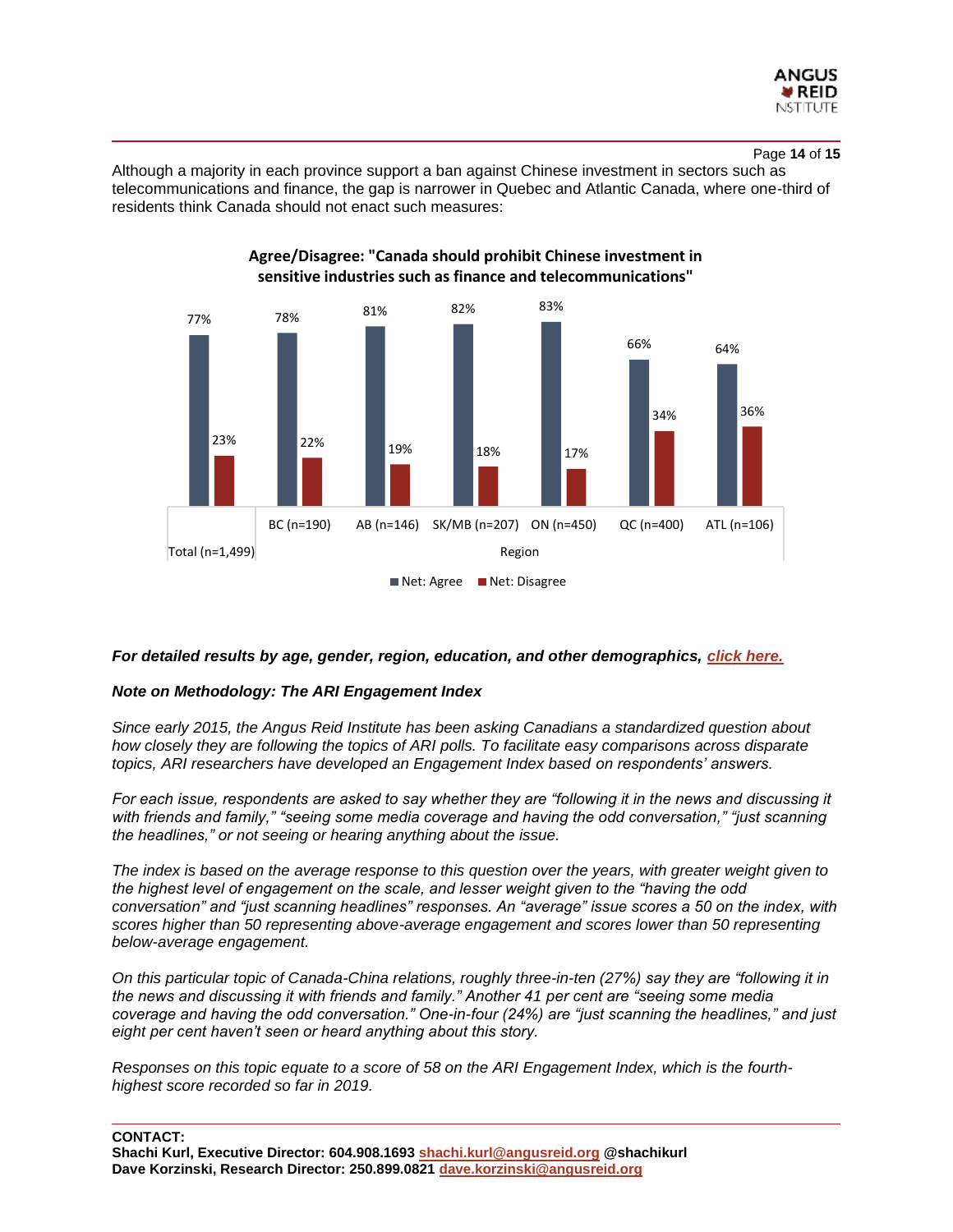Although a majority in each province support a ban against Chinese investment in sectors such as telecommunications and finance, the gap is narrower in Quebec and Atlantic Canada, where one-third of residents think Canada should not enact such measures:

**Agree/Disagree: "Canada should prohibit Chinese investment in sensitive industries such as finance and telecommunications"**

| | Total (n=1,499) | BC (n=190) | AB (n=146) | SK/MB (n=207) | ON (n=450) | QC (n=400) | ATL (n=106) |
|---|---|---|---|---|---|---|---|
| Net: Agree | 77% | 78% | 81% | 82% | 83% | 66% | 64% |
| Net: Disagree | 23% | 22% | 19% | 18% | 17% | 34% | 36% |

***For detailed results by age, gender, region, education, and other demographics, click here.***

***Note on Methodology: The ARI Engagement Index***

*Since early 2015, the Angus Reid Institute has been asking Canadians a standardized question about how closely they are following the topics of ARI polls. To facilitate easy comparisons across disparate topics, ARI researchers have developed an Engagement Index based on respondents' answers.*

*For each issue, respondents are asked to say whether they are "following it in the news and discussing it with friends and family," "seeing some media coverage and having the odd conversation," "just scanning the headlines," or not seeing or hearing anything about the issue.*

*The index is based on the average response to this question over the years, with greater weight given to the highest level of engagement on the scale, and lesser weight given to the "having the odd conversation" and "just scanning headlines" responses. An "average" issue scores a 50 on the index, with scores higher than 50 representing above-average engagement and scores lower than 50 representing below-average engagement.*

*On this particular topic of Canada-China relations, roughly three-in-ten (27%) say they are "following it in the news and discussing it with friends and family." Another 41 per cent are "seeing some media coverage and having the odd conversation." One-in-four (24%) are "just scanning the headlines," and just eight per cent haven't seen or heard anything about this story.*

*Responses on this topic equate to a score of 58 on the ARI Engagement Index, which is the fourth-highest score recorded so far in 2019.*

**CONTACT:**
**Shachi Kurl, Executive Director: 604.908.1693 shachi.kurl@angusreid.org @shachikurl**
**Dave Korzinski, Research Director: 250.899.0821 dave.korzinski@angusreid.org**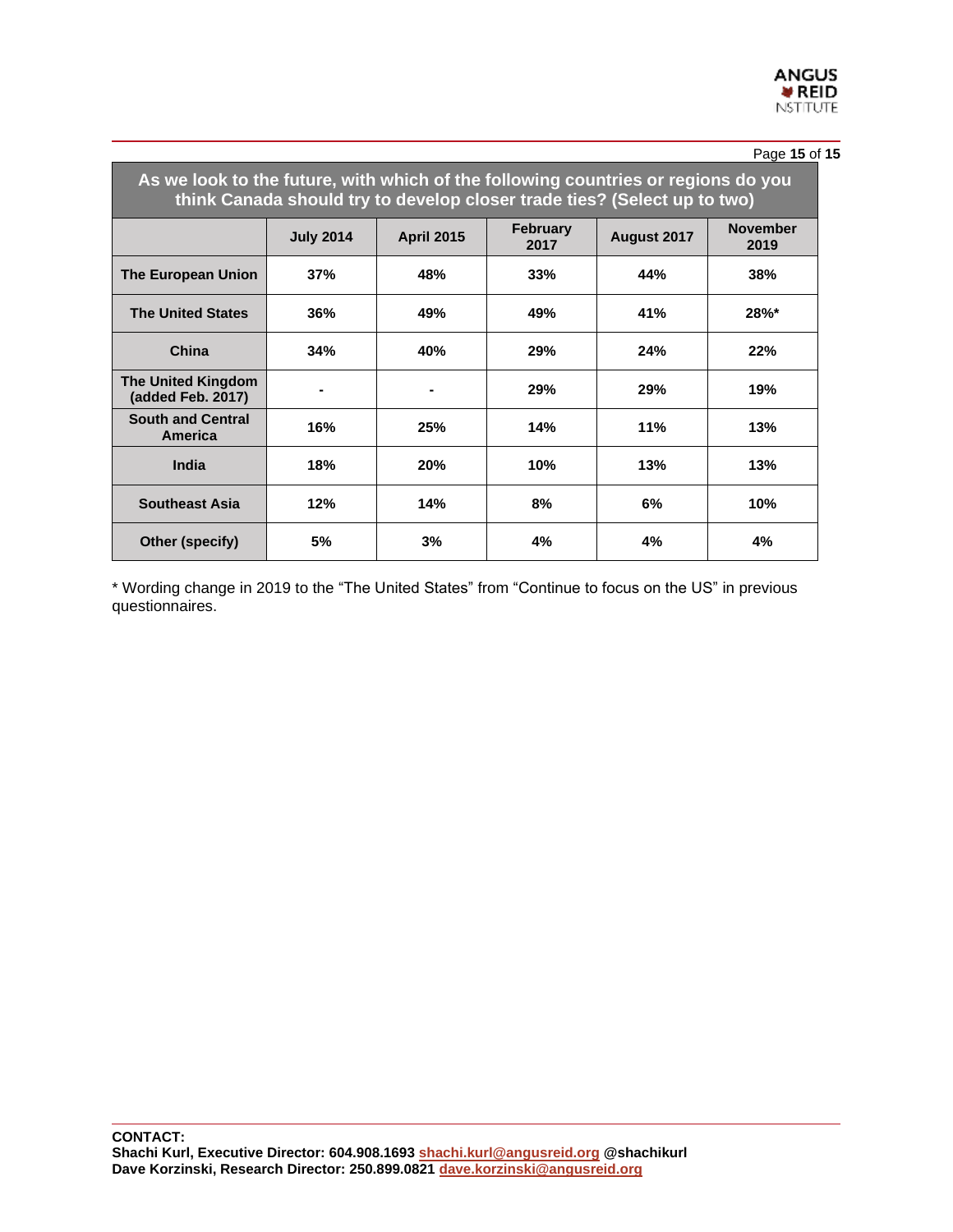| As we look to the future, with which of the following countries or regions do you think Canada should try to develop closer trade ties? (Select up to two) | | | | | |
|---|---|---|---|---|---|
| | **July 2014** | **April 2015** | **February 2017** | **August 2017** | **November 2019** |
| **The European Union** | 37% | 48% | 33% | 44% | 38% |
| **The United States** | 36% | 49% | 49% | 41% | 28%* |
| **China** | 34% | 40% | 29% | 24% | 22% |
| **The United Kingdom (added Feb. 2017)** | - | - | 29% | 29% | 19% |
| **South and Central America** | 16% | 25% | 14% | 11% | 13% |
| **India** | 18% | 20% | 10% | 13% | 13% |
| **Southeast Asia** | 12% | 14% | 8% | 6% | 10% |
| **Other (specify)** | 5% | 3% | 4% | 4% | 4% |

* Wording change in 2019 to the "The United States" from "Continue to focus on the US" in previous questionnaires.

**CONTACT:**
**Shachi Kurl, Executive Director: 604.908.1693 shachi.kurl@angusreid.org @shachikurl**
**Dave Korzinski, Research Director: 250.899.0821 dave.korzinski@angusreid.org**